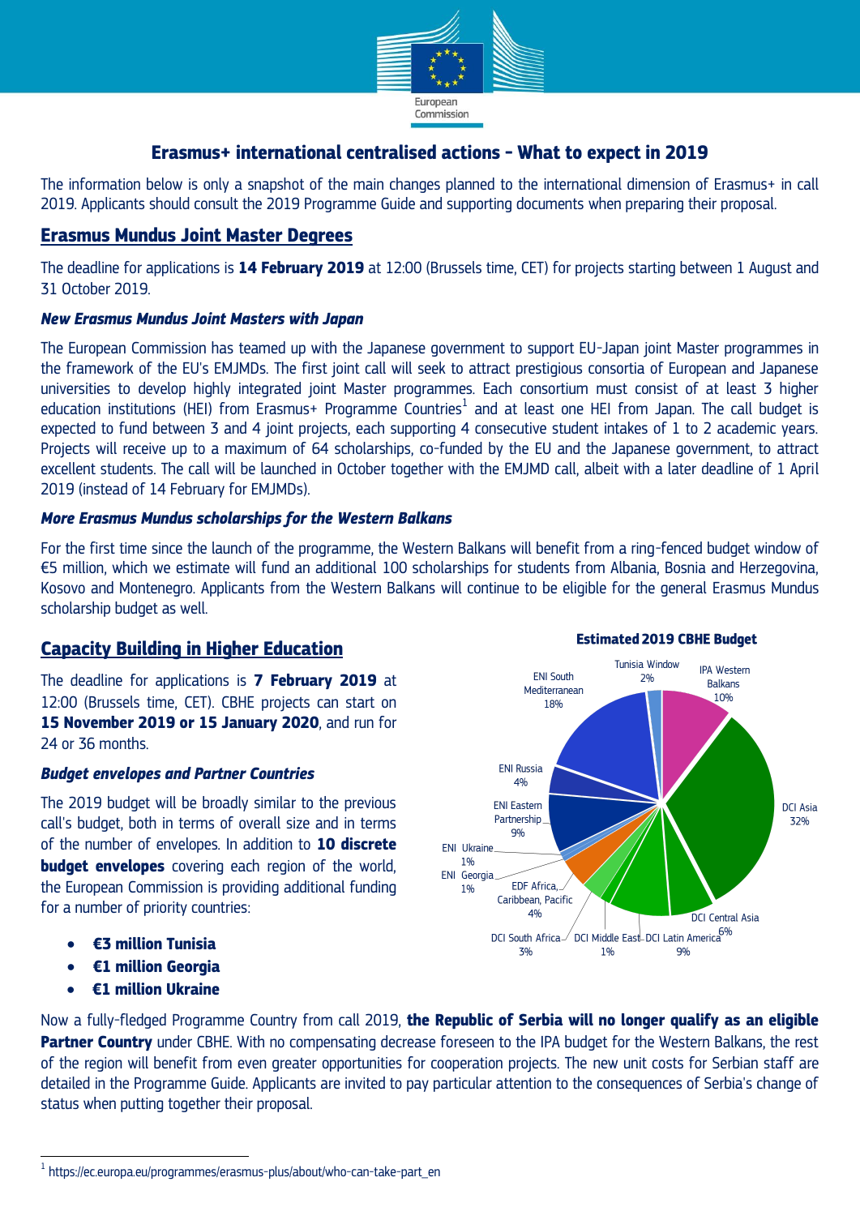# Erasmus+ international centralised actions – What to expect in 2019

The information below is only a snapshot of the main changes planned to the international dimension of Erasmus+ in call 2019. Applicants should consult the 2019 Programme Guide and supporting documents when preparing their proposal.

## Erasmus Mundus Joint Master Degrees

The deadline for applications is **14 February 2019** at 12:00 (Brussels time, CET) for projects starting between 1 August and 31 October 2019.

### *New Erasmus Mundus Joint Masters with Japan*

The European Commission has teamed up with the Japanese government to support EU-Japan joint Master programmes in the framework of the EU's EMJMDs. The first joint call will seek to attract prestigious consortia of European and Japanese universities to develop highly integrated joint Master programmes. Each consortium must consist of at least 3 higher education institutions (HEI) from Erasmus+ Programme Countries[1] and at least one HEI from Japan. The call budget is expected to fund between 3 and 4 joint projects, each supporting 4 consecutive student intakes of 1 to 2 academic years. Projects will receive up to a maximum of 64 scholarships, co-funded by the EU and the Japanese government, to attract excellent students. The call will be launched in October together with the EMJMD call, albeit with a later deadline of 1 April 2019 (instead of 14 February for EMJMDs).

### *More Erasmus Mundus scholarships for the Western Balkans*

For the first time since the launch of the programme, the Western Balkans will benefit from a ring-fenced budget window of €5 million, which we estimate will fund an additional 100 scholarships for students from Albania, Bosnia and Herzegovina, Kosovo and Montenegro. Applicants from the Western Balkans will continue to be eligible for the general Erasmus Mundus scholarship budget as well.

## Capacity Building in Higher Education

The deadline for applications is **7 February 2019** at 12:00 (Brussels time, CET). CBHE projects can start on **15 November 2019 or 15 January 2020**, and run for 24 or 36 months.

### *Budget envelopes and Partner Countries*

The 2019 budget will be broadly similar to the previous call's budget, both in terms of overall size and in terms of the number of envelopes. In addition to **10 discrete budget envelopes** covering each region of the world, the European Commission is providing additional funding for a number of priority countries:

- **€3 million Tunisia**
- **€1 million Georgia**
- **€1 million Ukraine**

**Estimated 2019 CBHE Budget**

| Envelope | Share |
|---|---|
| IPA Western Balkans | 10% |
| DCI Asia | 32% |
| DCI Central Asia | 6% |
| DCI Latin America | 9% |
| DCI Middle East | 1% |
| DCI South Africa | 3% |
| EDF Africa, Caribbean, Pacific | 4% |
| ENI Georgia | 1% |
| ENI Ukraine | 1% |
| ENI Eastern Partnership | 9% |
| ENI Russia | 4% |
| ENI South Mediterranean | 18% |
| Tunisia Window | 2% |

Now a fully-fledged Programme Country from call 2019, **the Republic of Serbia will no longer qualify as an eligible Partner Country** under CBHE. With no compensating decrease foreseen to the IPA budget for the Western Balkans, the rest of the region will benefit from even greater opportunities for cooperation projects. The new unit costs for Serbian staff are detailed in the Programme Guide. Applicants are invited to pay particular attention to the consequences of Serbia's change of status when putting together their proposal.

---

[1] https://ec.europa.eu/programmes/erasmus-plus/about/who-can-take-part_en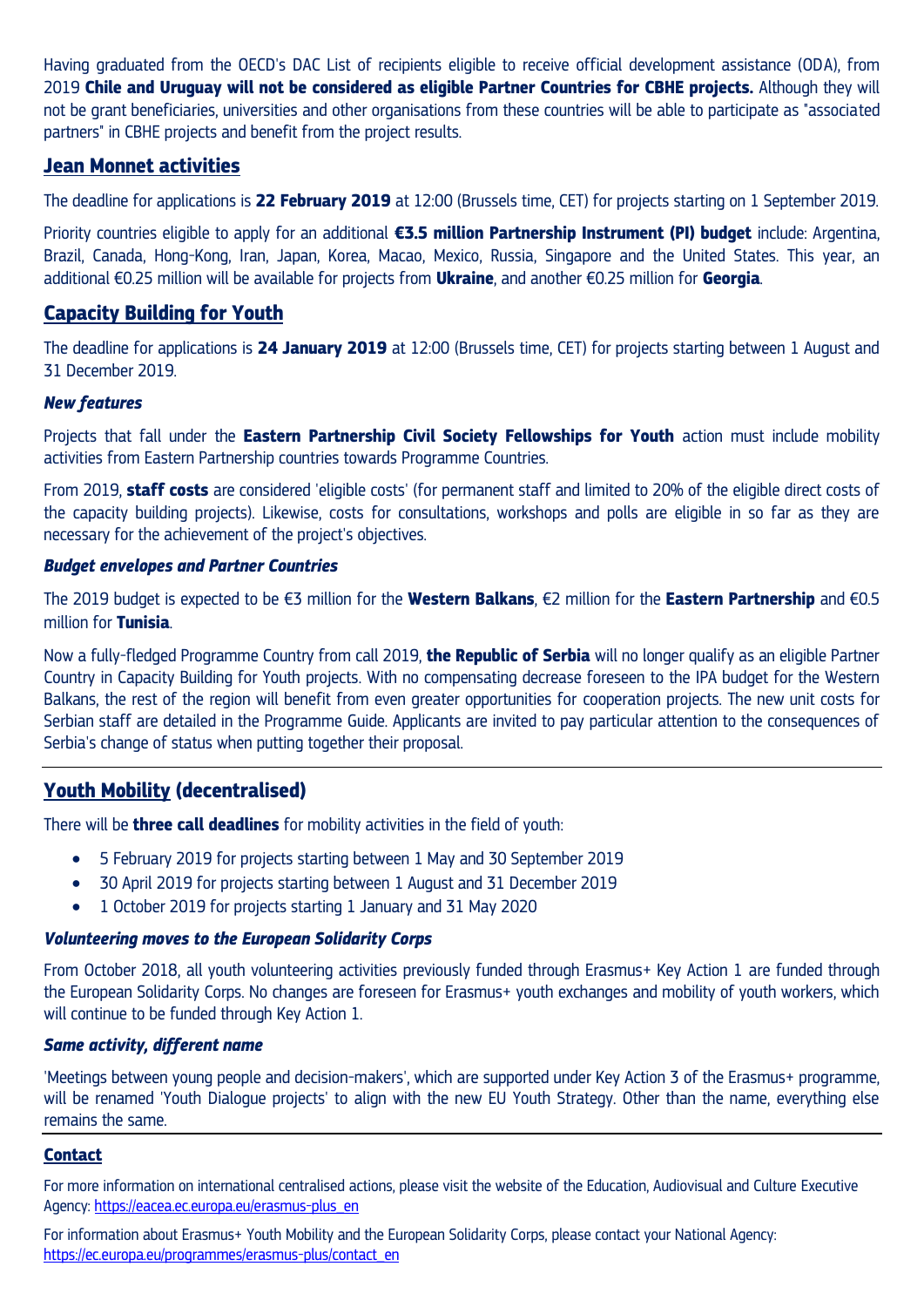Having graduated from the OECD's DAC List of recipients eligible to receive official development assistance (ODA), from 2019 **Chile and Uruguay will not be considered as eligible Partner Countries for CBHE projects.** Although they will not be grant beneficiaries, universities and other organisations from these countries will be able to participate as "associated partners" in CBHE projects and benefit from the project results.

## Jean Monnet activities

The deadline for applications is **22 February 2019** at 12:00 (Brussels time, CET) for projects starting on 1 September 2019.

Priority countries eligible to apply for an additional **€3.5 million Partnership Instrument (PI) budget** include: Argentina, Brazil, Canada, Hong-Kong, Iran, Japan, Korea, Macao, Mexico, Russia, Singapore and the United States. This year, an additional €0.25 million will be available for projects from **Ukraine**, and another €0.25 million for **Georgia**.

## Capacity Building for Youth

The deadline for applications is **24 January 2019** at 12:00 (Brussels time, CET) for projects starting between 1 August and 31 December 2019.

***New features***

Projects that fall under the **Eastern Partnership Civil Society Fellowships for Youth** action must include mobility activities from Eastern Partnership countries towards Programme Countries.

From 2019, **staff costs** are considered 'eligible costs' (for permanent staff and limited to 20% of the eligible direct costs of the capacity building projects). Likewise, costs for consultations, workshops and polls are eligible in so far as they are necessary for the achievement of the project's objectives.

***Budget envelopes and Partner Countries***

The 2019 budget is expected to be €3 million for the **Western Balkans**, €2 million for the **Eastern Partnership** and €0.5 million for **Tunisia**.

Now a fully-fledged Programme Country from call 2019, **the Republic of Serbia** will no longer qualify as an eligible Partner Country in Capacity Building for Youth projects. With no compensating decrease foreseen to the IPA budget for the Western Balkans, the rest of the region will benefit from even greater opportunities for cooperation projects. The new unit costs for Serbian staff are detailed in the Programme Guide. Applicants are invited to pay particular attention to the consequences of Serbia's change of status when putting together their proposal.

---

## Youth Mobility (decentralised)

There will be **three call deadlines** for mobility activities in the field of youth:

- 5 February 2019 for projects starting between 1 May and 30 September 2019
- 30 April 2019 for projects starting between 1 August and 31 December 2019
- 1 October 2019 for projects starting 1 January and 31 May 2020

***Volunteering moves to the European Solidarity Corps***

From October 2018, all youth volunteering activities previously funded through Erasmus+ Key Action 1 are funded through the European Solidarity Corps. No changes are foreseen for Erasmus+ youth exchanges and mobility of youth workers, which will continue to be funded through Key Action 1.

***Same activity, different name***

'Meetings between young people and decision-makers', which are supported under Key Action 3 of the Erasmus+ programme, will be renamed 'Youth Dialogue projects' to align with the new EU Youth Strategy. Other than the name, everything else remains the same.

---

### Contact

For more information on international centralised actions, please visit the website of the Education, Audiovisual and Culture Executive Agency: https://eacea.ec.europa.eu/erasmus-plus_en

For information about Erasmus+ Youth Mobility and the European Solidarity Corps, please contact your National Agency: https://ec.europa.eu/programmes/erasmus-plus/contact_en